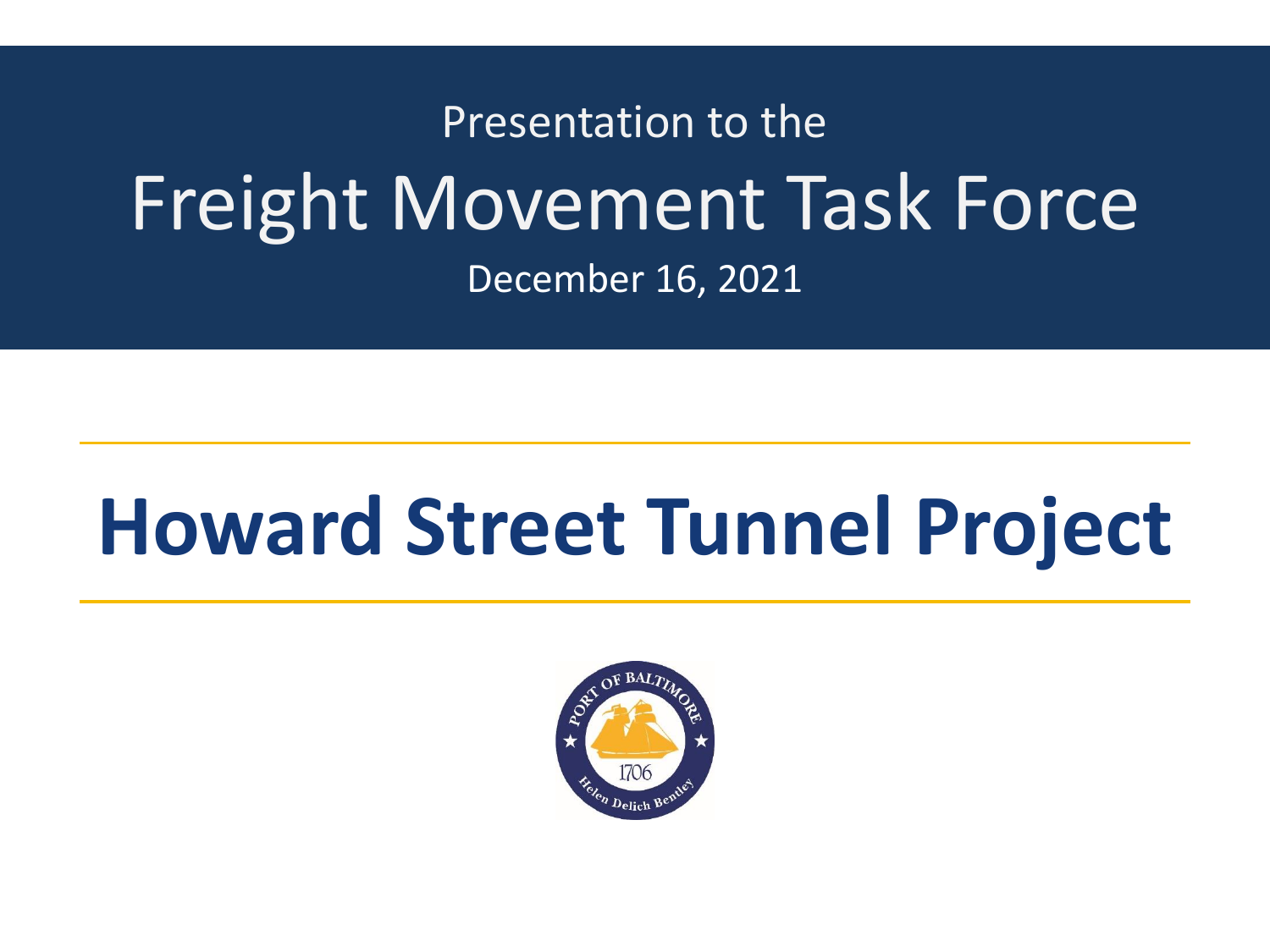Presentation to the

# Freight Movement Task Force

December 16, 2021

# Howard Street Tunnel Project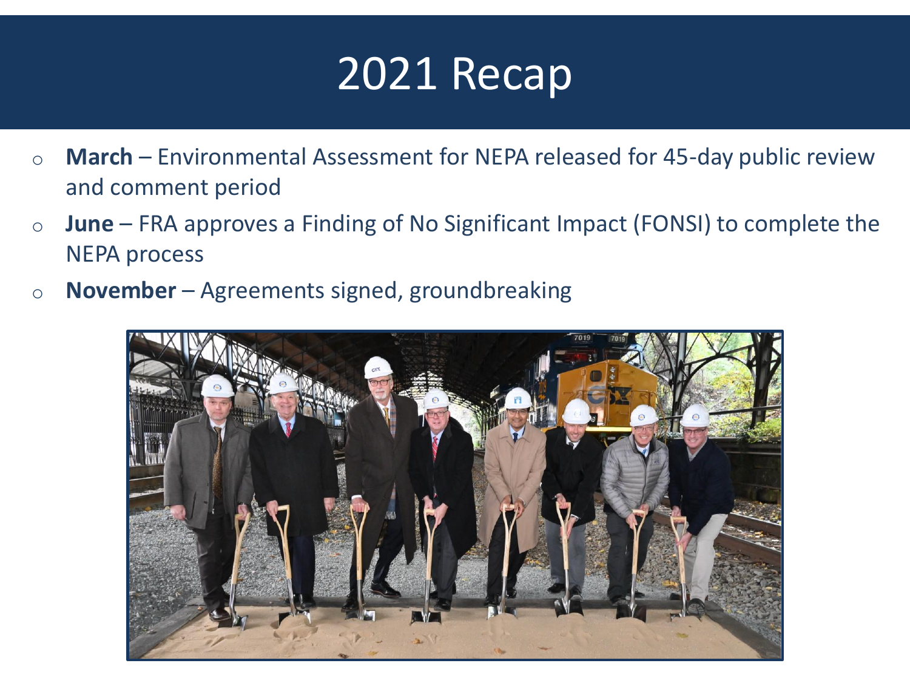# 2021 Recap

- **March** – Environmental Assessment for NEPA released for 45-day public review and comment period
- **June** – FRA approves a Finding of No Significant Impact (FONSI) to complete the NEPA process
- **November** – Agreements signed, groundbreaking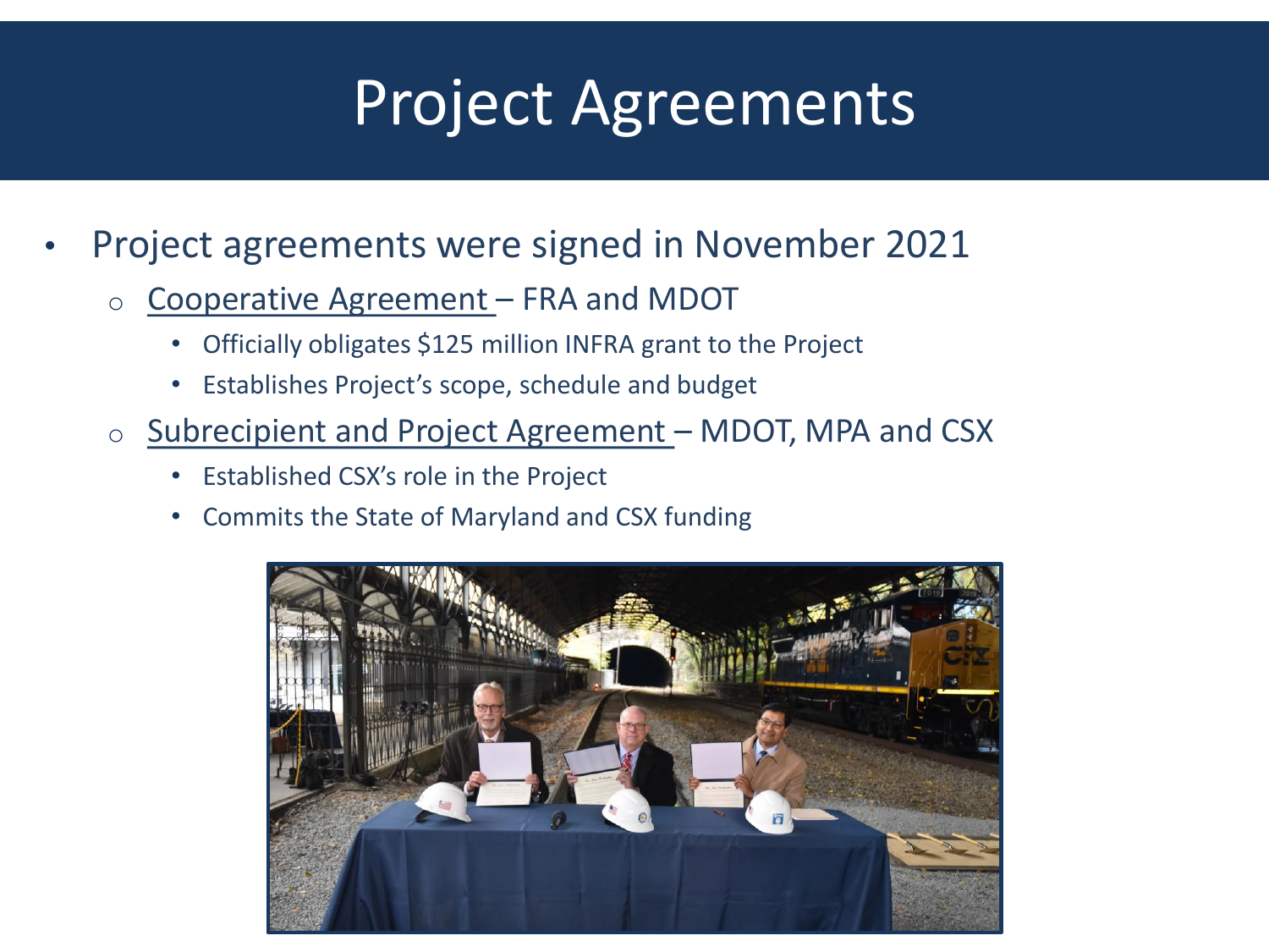# Project Agreements

- Project agreements were signed in November 2021
  - Cooperative Agreement – FRA and MDOT
    - Officially obligates $125 million INFRA grant to the Project
    - Establishes Project's scope, schedule and budget
  - Subrecipient and Project Agreement – MDOT, MPA and CSX
    - Established CSX's role in the Project
    - Commits the State of Maryland and CSX funding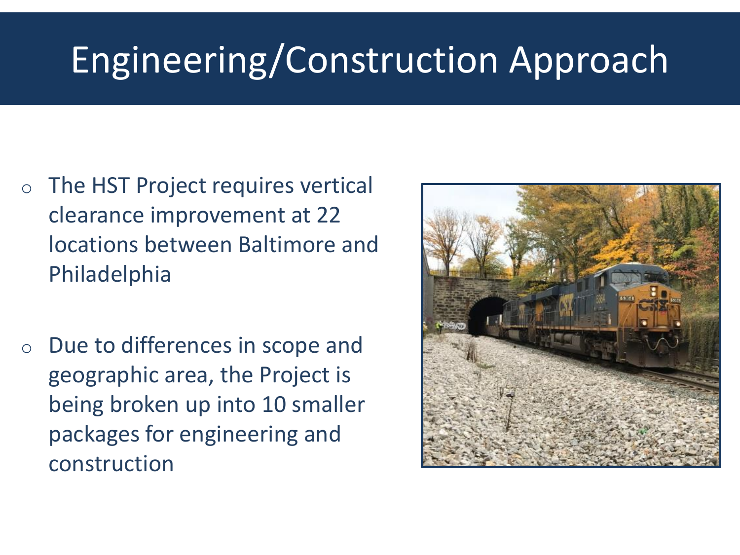# Engineering/Construction Approach

- The HST Project requires vertical clearance improvement at 22 locations between Baltimore and Philadelphia

- Due to differences in scope and geographic area, the Project is being broken up into 10 smaller packages for engineering and construction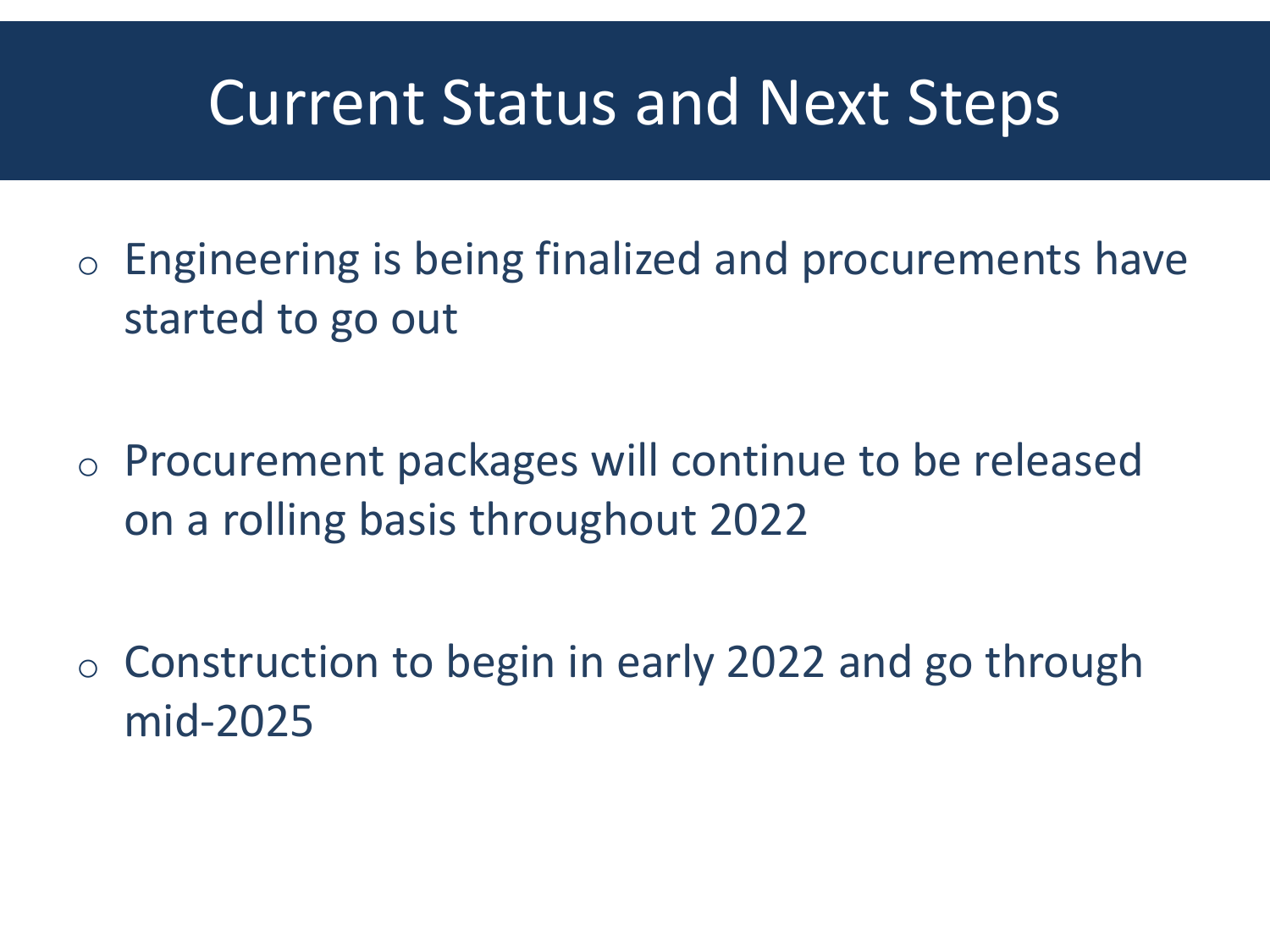# Current Status and Next Steps

- Engineering is being finalized and procurements have started to go out
- Procurement packages will continue to be released on a rolling basis throughout 2022
- Construction to begin in early 2022 and go through mid-2025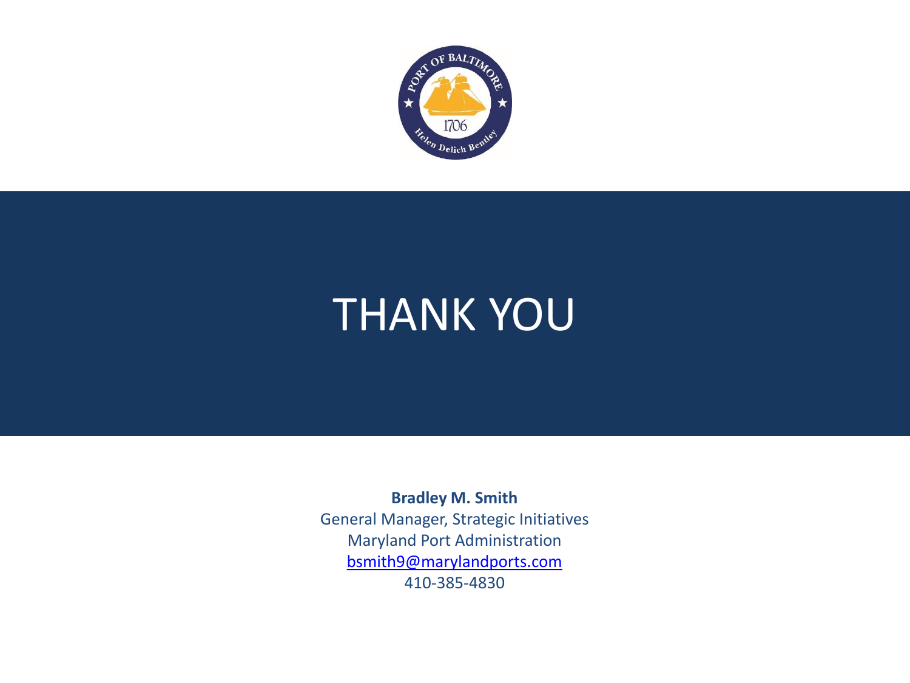# THANK YOU

**Bradley M. Smith**
General Manager, Strategic Initiatives
Maryland Port Administration
bsmith9@marylandports.com
410-385-4830